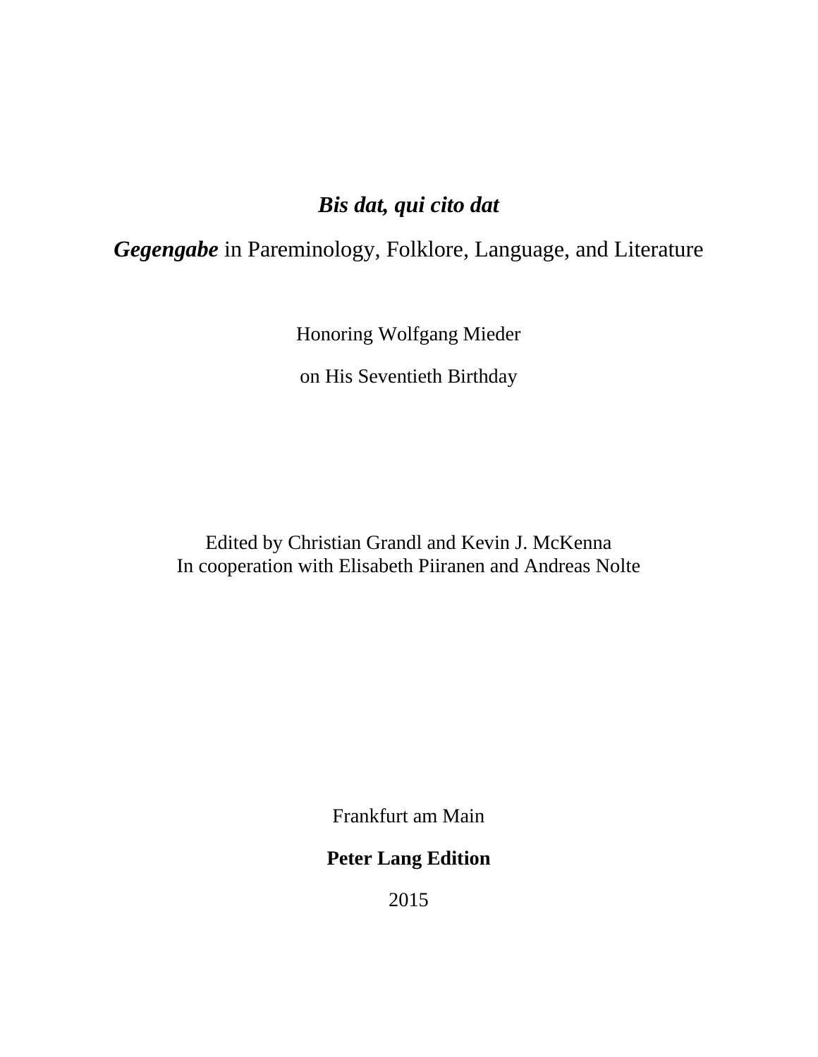# *Bis dat, qui cito dat*

## ***Gegengabe*** in Pareminology, Folklore, Language, and Literature

Honoring Wolfgang Mieder

on His Seventieth Birthday

Edited by Christian Grandl and Kevin J. McKenna
In cooperation with Elisabeth Piiranen and Andreas Nolte

Frankfurt am Main

**Peter Lang Edition**

2015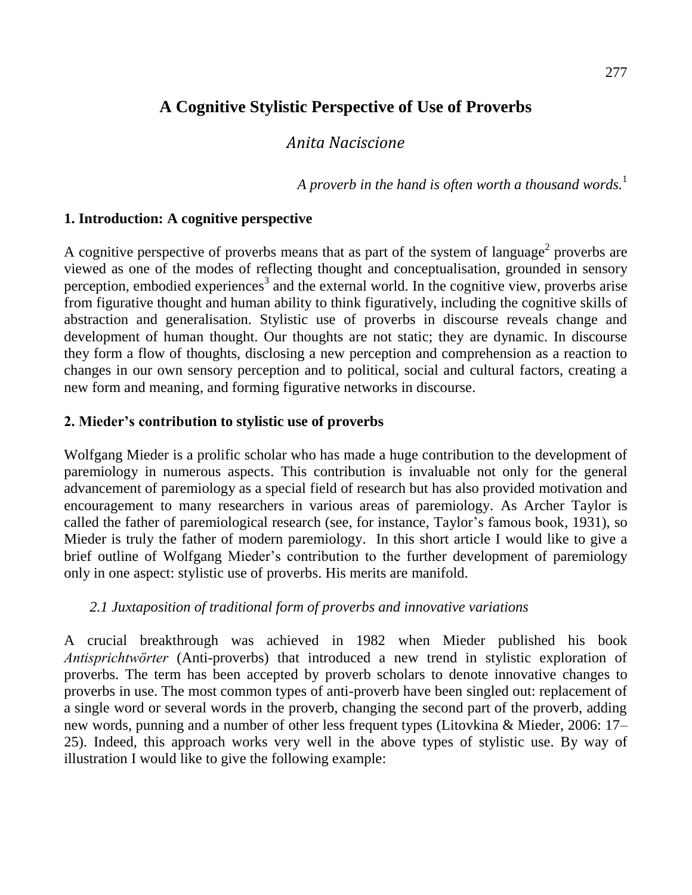# A Cognitive Stylistic Perspective of Use of Proverbs

*Anita Naciscione*

*A proverb in the hand is often worth a thousand words.*[1]

## 1. Introduction: A cognitive perspective

A cognitive perspective of proverbs means that as part of the system of language[2] proverbs are viewed as one of the modes of reflecting thought and conceptualisation, grounded in sensory perception, embodied experiences[3] and the external world. In the cognitive view, proverbs arise from figurative thought and human ability to think figuratively, including the cognitive skills of abstraction and generalisation. Stylistic use of proverbs in discourse reveals change and development of human thought. Our thoughts are not static; they are dynamic. In discourse they form a flow of thoughts, disclosing a new perception and comprehension as a reaction to changes in our own sensory perception and to political, social and cultural factors, creating a new form and meaning, and forming figurative networks in discourse.

## 2. Mieder's contribution to stylistic use of proverbs

Wolfgang Mieder is a prolific scholar who has made a huge contribution to the development of paremiology in numerous aspects. This contribution is invaluable not only for the general advancement of paremiology as a special field of research but has also provided motivation and encouragement to many researchers in various areas of paremiology. As Archer Taylor is called the father of paremiological research (see, for instance, Taylor's famous book, 1931), so Mieder is truly the father of modern paremiology. In this short article I would like to give a brief outline of Wolfgang Mieder's contribution to the further development of paremiology only in one aspect: stylistic use of proverbs. His merits are manifold.

### *2.1 Juxtaposition of traditional form of proverbs and innovative variations*

A crucial breakthrough was achieved in 1982 when Mieder published his book *Antisprichtwörter* (Anti-proverbs) that introduced a new trend in stylistic exploration of proverbs. The term has been accepted by proverb scholars to denote innovative changes to proverbs in use. The most common types of anti-proverb have been singled out: replacement of a single word or several words in the proverb, changing the second part of the proverb, adding new words, punning and a number of other less frequent types (Litovkina & Mieder, 2006: 17–25). Indeed, this approach works very well in the above types of stylistic use. By way of illustration I would like to give the following example: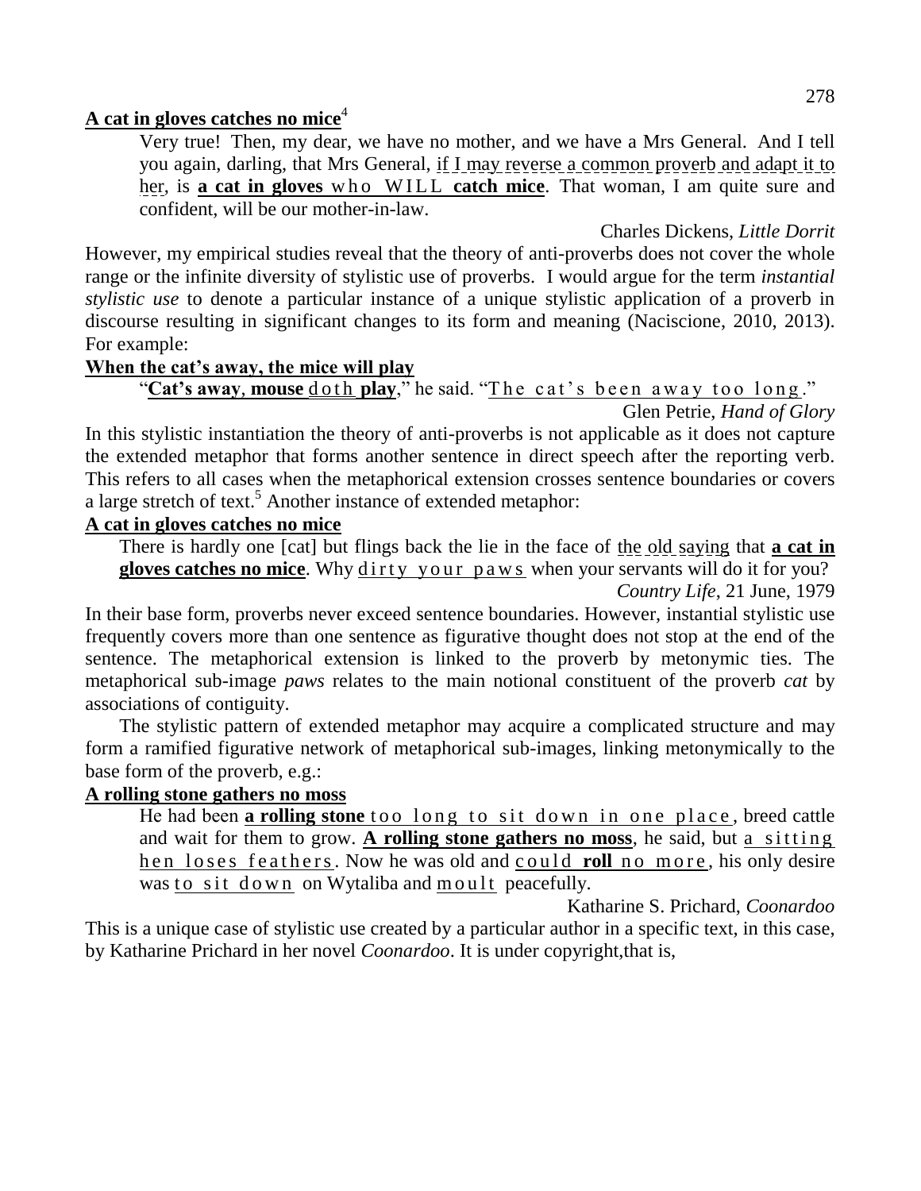**A cat in gloves catches no mice**[4]

> Very true! Then, my dear, we have no mother, and we have a Mrs General. And I tell you again, darling, that Mrs General, if I may reverse a common proverb and adapt it to her, is **a cat in gloves** who WILL **catch mice**. That woman, I am quite sure and confident, will be our mother-in-law.
>
> Charles Dickens, *Little Dorrit*

However, my empirical studies reveal that the theory of anti-proverbs does not cover the whole range or the infinite diversity of stylistic use of proverbs. I would argue for the term *instantial stylistic use* to denote a particular instance of a unique stylistic application of a proverb in discourse resulting in significant changes to its form and meaning (Naciscione, 2010, 2013). For example:

**When the cat's away, the mice will play**

> "**Cat's away**, **mouse** doth **play**," he said. "The cat's been away too long."
>
> Glen Petrie, *Hand of Glory*

In this stylistic instantiation the theory of anti-proverbs is not applicable as it does not capture the extended metaphor that forms another sentence in direct speech after the reporting verb. This refers to all cases when the metaphorical extension crosses sentence boundaries or covers a large stretch of text.[5] Another instance of extended metaphor:

**A cat in gloves catches no mice**

> There is hardly one [cat] but flings back the lie in the face of the old saying that **a cat in gloves catches no mice**. Why dirty your paws when your servants will do it for you?
>
> *Country Life*, 21 June, 1979

In their base form, proverbs never exceed sentence boundaries. However, instantial stylistic use frequently covers more than one sentence as figurative thought does not stop at the end of the sentence. The metaphorical extension is linked to the proverb by metonymic ties. The metaphorical sub-image *paws* relates to the main notional constituent of the proverb *cat* by associations of contiguity.

The stylistic pattern of extended metaphor may acquire a complicated structure and may form a ramified figurative network of metaphorical sub-images, linking metonymically to the base form of the proverb, e.g.:

**A rolling stone gathers no moss**

> He had been **a rolling stone** too long to sit down in one place, breed cattle and wait for them to grow. **A rolling stone gathers no moss**, he said, but a sitting hen loses feathers. Now he was old and could **roll** no more, his only desire was to sit down on Wytaliba and moult peacefully.
>
> Katharine S. Prichard, *Coonardoo*

This is a unique case of stylistic use created by a particular author in a specific text, in this case, by Katharine Prichard in her novel *Coonardoo*. It is under copyright,that is,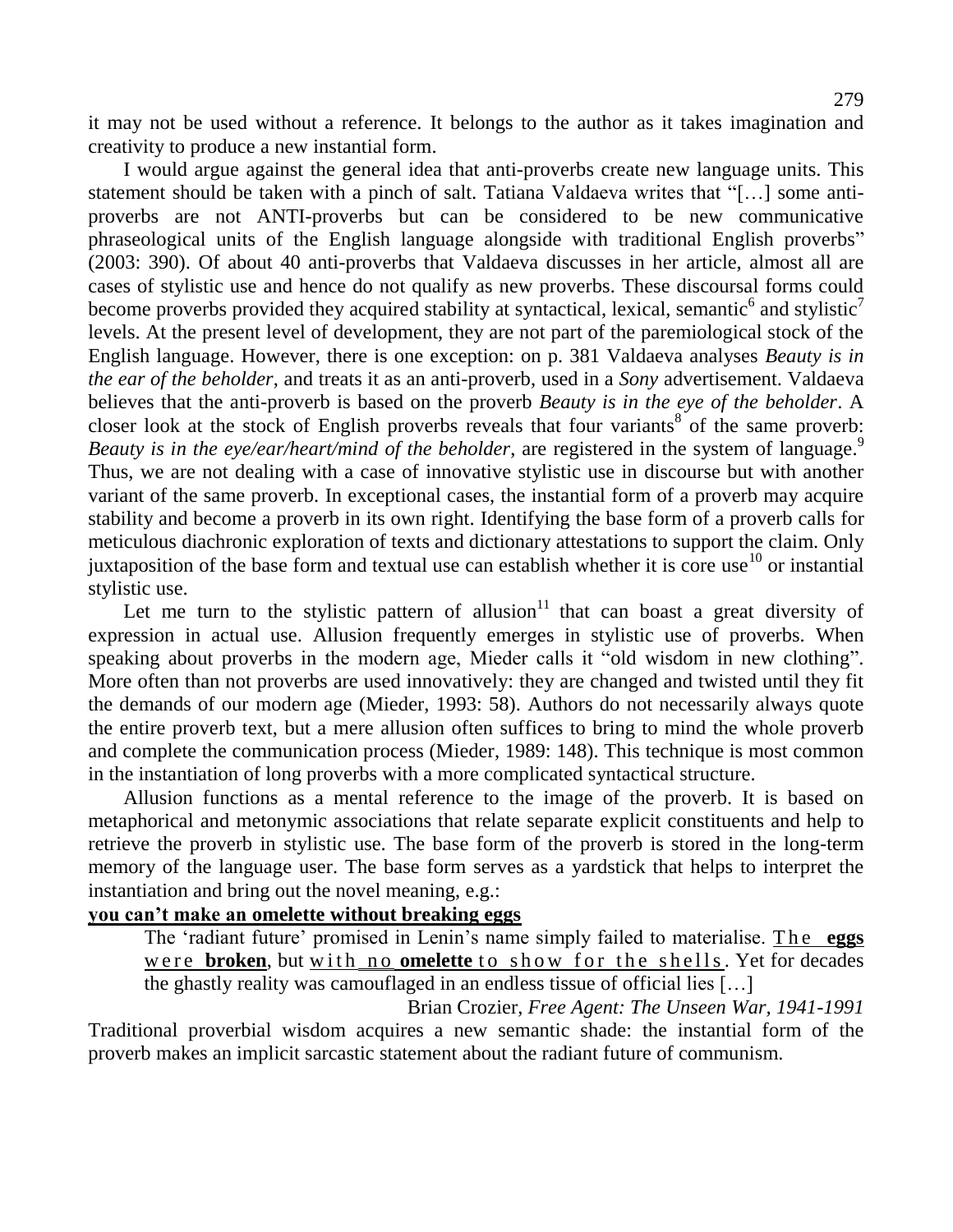it may not be used without a reference. It belongs to the author as it takes imagination and creativity to produce a new instantial form.

I would argue against the general idea that anti-proverbs create new language units. This statement should be taken with a pinch of salt. Tatiana Valdaeva writes that "[…] some anti-proverbs are not ANTI-proverbs but can be considered to be new communicative phraseological units of the English language alongside with traditional English proverbs" (2003: 390). Of about 40 anti-proverbs that Valdaeva discusses in her article, almost all are cases of stylistic use and hence do not qualify as new proverbs. These discoursal forms could become proverbs provided they acquired stability at syntactical, lexical, semantic[6] and stylistic[7] levels. At the present level of development, they are not part of the paremiological stock of the English language. However, there is one exception: on p. 381 Valdaeva analyses *Beauty is in the ear of the beholder*, and treats it as an anti-proverb, used in a *Sony* advertisement. Valdaeva believes that the anti-proverb is based on the proverb *Beauty is in the eye of the beholder*. A closer look at the stock of English proverbs reveals that four variants[8] of the same proverb: *Beauty is in the eye/ear/heart/mind of the beholder*, are registered in the system of language.[9] Thus, we are not dealing with a case of innovative stylistic use in discourse but with another variant of the same proverb. In exceptional cases, the instantial form of a proverb may acquire stability and become a proverb in its own right. Identifying the base form of a proverb calls for meticulous diachronic exploration of texts and dictionary attestations to support the claim. Only juxtaposition of the base form and textual use can establish whether it is core use[10] or instantial stylistic use.

Let me turn to the stylistic pattern of allusion[11] that can boast a great diversity of expression in actual use. Allusion frequently emerges in stylistic use of proverbs. When speaking about proverbs in the modern age, Mieder calls it "old wisdom in new clothing". More often than not proverbs are used innovatively: they are changed and twisted until they fit the demands of our modern age (Mieder, 1993: 58). Authors do not necessarily always quote the entire proverb text, but a mere allusion often suffices to bring to mind the whole proverb and complete the communication process (Mieder, 1989: 148). This technique is most common in the instantiation of long proverbs with a more complicated syntactical structure.

Allusion functions as a mental reference to the image of the proverb. It is based on metaphorical and metonymic associations that relate separate explicit constituents and help to retrieve the proverb in stylistic use. The base form of the proverb is stored in the long-term memory of the language user. The base form serves as a yardstick that helps to interpret the instantiation and bring out the novel meaning, e.g.:

**you can't make an omelette without breaking eggs**

> The 'radiant future' promised in Lenin's name simply failed to materialise. The **eggs** were **broken**, but with no **omelette** to show for the shells. Yet for decades the ghastly reality was camouflaged in an endless tissue of official lies […]
>
> Brian Crozier, *Free Agent: The Unseen War, 1941-1991*

Traditional proverbial wisdom acquires a new semantic shade: the instantial form of the proverb makes an implicit sarcastic statement about the radiant future of communism.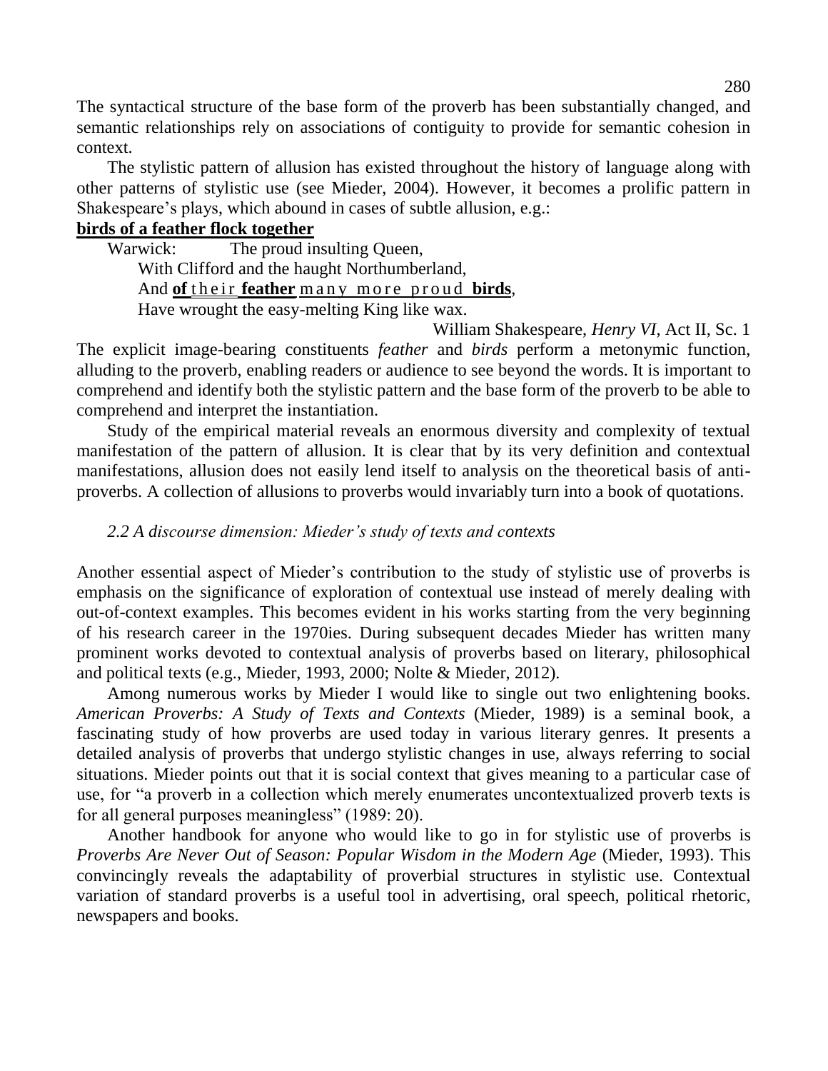The syntactical structure of the base form of the proverb has been substantially changed, and semantic relationships rely on associations of contiguity to provide for semantic cohesion in context.

The stylistic pattern of allusion has existed throughout the history of language along with other patterns of stylistic use (see Mieder, 2004). However, it becomes a prolific pattern in Shakespeare's plays, which abound in cases of subtle allusion, e.g.:

**birds of a feather flock together**

Warwick: The proud insulting Queen,
With Clifford and the haught Northumberland,
And **of** their **feather** many more proud **birds**,
Have wrought the easy-melting King like wax.

William Shakespeare, *Henry VI*, Act II, Sc. 1

The explicit image-bearing constituents *feather* and *birds* perform a metonymic function, alluding to the proverb, enabling readers or audience to see beyond the words. It is important to comprehend and identify both the stylistic pattern and the base form of the proverb to be able to comprehend and interpret the instantiation.

Study of the empirical material reveals an enormous diversity and complexity of textual manifestation of the pattern of allusion. It is clear that by its very definition and contextual manifestations, allusion does not easily lend itself to analysis on the theoretical basis of anti-proverbs. A collection of allusions to proverbs would invariably turn into a book of quotations.

### *2.2 A discourse dimension: Mieder's study of texts and contexts*

Another essential aspect of Mieder's contribution to the study of stylistic use of proverbs is emphasis on the significance of exploration of contextual use instead of merely dealing with out-of-context examples. This becomes evident in his works starting from the very beginning of his research career in the 1970ies. During subsequent decades Mieder has written many prominent works devoted to contextual analysis of proverbs based on literary, philosophical and political texts (e.g., Mieder, 1993, 2000; Nolte & Mieder, 2012).

Among numerous works by Mieder I would like to single out two enlightening books. *American Proverbs: A Study of Texts and Contexts* (Mieder, 1989) is a seminal book, a fascinating study of how proverbs are used today in various literary genres. It presents a detailed analysis of proverbs that undergo stylistic changes in use, always referring to social situations. Mieder points out that it is social context that gives meaning to a particular case of use, for "a proverb in a collection which merely enumerates uncontextualized proverb texts is for all general purposes meaningless" (1989: 20).

Another handbook for anyone who would like to go in for stylistic use of proverbs is *Proverbs Are Never Out of Season: Popular Wisdom in the Modern Age* (Mieder, 1993). This convincingly reveals the adaptability of proverbial structures in stylistic use. Contextual variation of standard proverbs is a useful tool in advertising, oral speech, political rhetoric, newspapers and books.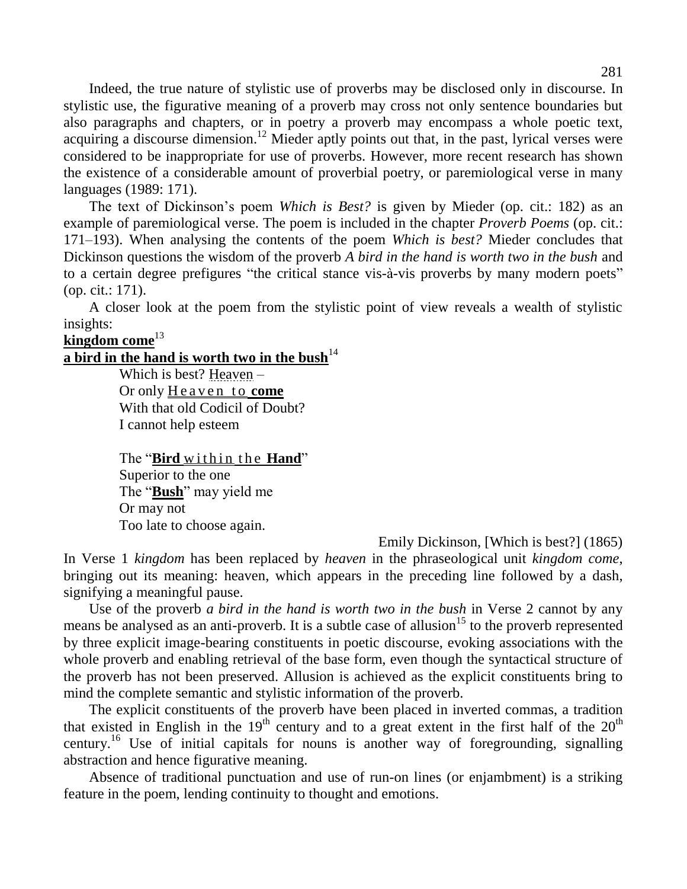Indeed, the true nature of stylistic use of proverbs may be disclosed only in discourse. In stylistic use, the figurative meaning of a proverb may cross not only sentence boundaries but also paragraphs and chapters, or in poetry a proverb may encompass a whole poetic text, acquiring a discourse dimension.[12] Mieder aptly points out that, in the past, lyrical verses were considered to be inappropriate for use of proverbs. However, more recent research has shown the existence of a considerable amount of proverbial poetry, or paremiological verse in many languages (1989: 171).

The text of Dickinson's poem *Which is Best?* is given by Mieder (op. cit.: 182) as an example of paremiological verse. The poem is included in the chapter *Proverb Poems* (op. cit.: 171–193). When analysing the contents of the poem *Which is best?* Mieder concludes that Dickinson questions the wisdom of the proverb *A bird in the hand is worth two in the bush* and to a certain degree prefigures "the critical stance vis-à-vis proverbs by many modern poets" (op. cit.: 171).

A closer look at the poem from the stylistic point of view reveals a wealth of stylistic insights:

**kingdom come**[13]
**a bird in the hand is worth two in the bush**[14]

> Which is best? Heaven –
> Or only H e a v e n t o **come**
> With that old Codicil of Doubt?
> I cannot help esteem
>
> The "**Bird** w i t h i n t h e **Hand**"
> Superior to the one
> The "**Bush**" may yield me
> Or may not
> Too late to choose again.

Emily Dickinson, [Which is best?] (1865)

In Verse 1 *kingdom* has been replaced by *heaven* in the phraseological unit *kingdom come*, bringing out its meaning: heaven, which appears in the preceding line followed by a dash, signifying a meaningful pause.

Use of the proverb *a bird in the hand is worth two in the bush* in Verse 2 cannot by any means be analysed as an anti-proverb. It is a subtle case of allusion[15] to the proverb represented by three explicit image-bearing constituents in poetic discourse, evoking associations with the whole proverb and enabling retrieval of the base form, even though the syntactical structure of the proverb has not been preserved. Allusion is achieved as the explicit constituents bring to mind the complete semantic and stylistic information of the proverb.

The explicit constituents of the proverb have been placed in inverted commas, a tradition that existed in English in the 19th century and to a great extent in the first half of the 20th century.[16] Use of initial capitals for nouns is another way of foregrounding, signalling abstraction and hence figurative meaning.

Absence of traditional punctuation and use of run-on lines (or enjambment) is a striking feature in the poem, lending continuity to thought and emotions.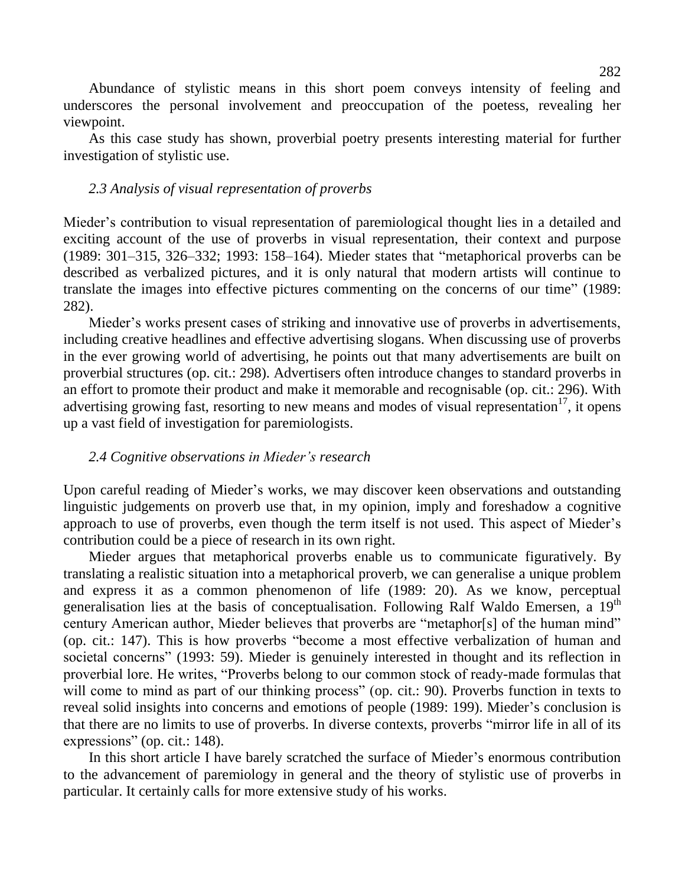Abundance of stylistic means in this short poem conveys intensity of feeling and underscores the personal involvement and preoccupation of the poetess, revealing her viewpoint.

As this case study has shown, proverbial poetry presents interesting material for further investigation of stylistic use.

### *2.3 Analysis of visual representation of proverbs*

Mieder's contribution to visual representation of paremiological thought lies in a detailed and exciting account of the use of proverbs in visual representation, their context and purpose (1989: 301–315, 326–332; 1993: 158–164). Mieder states that "metaphorical proverbs can be described as verbalized pictures, and it is only natural that modern artists will continue to translate the images into effective pictures commenting on the concerns of our time" (1989: 282).

Mieder's works present cases of striking and innovative use of proverbs in advertisements, including creative headlines and effective advertising slogans. When discussing use of proverbs in the ever growing world of advertising, he points out that many advertisements are built on proverbial structures (op. cit.: 298). Advertisers often introduce changes to standard proverbs in an effort to promote their product and make it memorable and recognisable (op. cit.: 296). With advertising growing fast, resorting to new means and modes of visual representation[17], it opens up a vast field of investigation for paremiologists.

### *2.4 Cognitive observations in Mieder's research*

Upon careful reading of Mieder's works, we may discover keen observations and outstanding linguistic judgements on proverb use that, in my opinion, imply and foreshadow a cognitive approach to use of proverbs, even though the term itself is not used. This aspect of Mieder's contribution could be a piece of research in its own right.

Mieder argues that metaphorical proverbs enable us to communicate figuratively. By translating a realistic situation into a metaphorical proverb, we can generalise a unique problem and express it as a common phenomenon of life (1989: 20). As we know, perceptual generalisation lies at the basis of conceptualisation. Following Ralf Waldo Emersen, a 19th century American author, Mieder believes that proverbs are "metaphor[s] of the human mind" (op. cit.: 147). This is how proverbs "become a most effective verbalization of human and societal concerns" (1993: 59). Mieder is genuinely interested in thought and its reflection in proverbial lore. He writes, "Proverbs belong to our common stock of ready-made formulas that will come to mind as part of our thinking process" (op. cit.: 90). Proverbs function in texts to reveal solid insights into concerns and emotions of people (1989: 199). Mieder's conclusion is that there are no limits to use of proverbs. In diverse contexts, proverbs "mirror life in all of its expressions" (op. cit.: 148).

In this short article I have barely scratched the surface of Mieder's enormous contribution to the advancement of paremiology in general and the theory of stylistic use of proverbs in particular. It certainly calls for more extensive study of his works.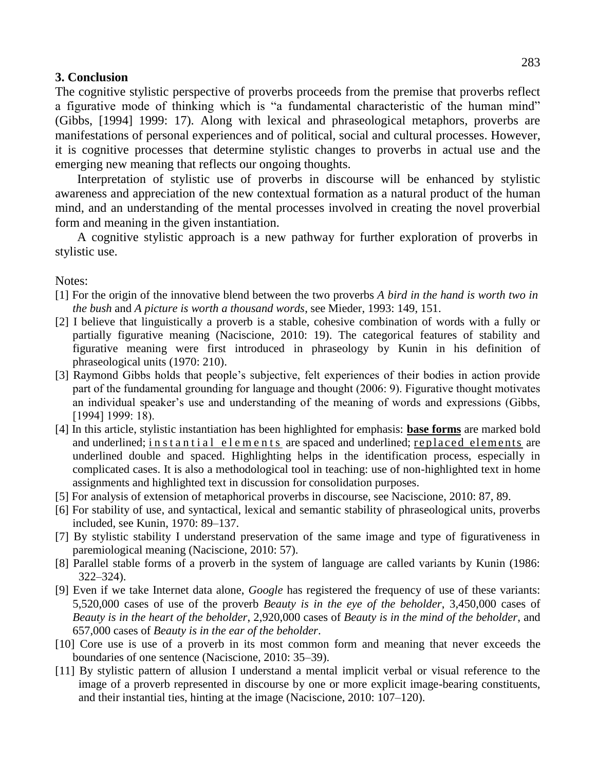## 3. Conclusion

The cognitive stylistic perspective of proverbs proceeds from the premise that proverbs reflect a figurative mode of thinking which is "a fundamental characteristic of the human mind" (Gibbs, [1994] 1999: 17). Along with lexical and phraseological metaphors, proverbs are manifestations of personal experiences and of political, social and cultural processes. However, it is cognitive processes that determine stylistic changes to proverbs in actual use and the emerging new meaning that reflects our ongoing thoughts.

Interpretation of stylistic use of proverbs in discourse will be enhanced by stylistic awareness and appreciation of the new contextual formation as a natural product of the human mind, and an understanding of the mental processes involved in creating the novel proverbial form and meaning in the given instantiation.

A cognitive stylistic approach is a new pathway for further exploration of proverbs in stylistic use.

Notes:

[1] For the origin of the innovative blend between the two proverbs *A bird in the hand is worth two in the bush* and *A picture is worth a thousand words*, see Mieder, 1993: 149, 151.

[2] I believe that linguistically a proverb is a stable, cohesive combination of words with a fully or partially figurative meaning (Naciscione, 2010: 19). The categorical features of stability and figurative meaning were first introduced in phraseology by Kunin in his definition of phraseological units (1970: 210).

[3] Raymond Gibbs holds that people's subjective, felt experiences of their bodies in action provide part of the fundamental grounding for language and thought (2006: 9). Figurative thought motivates an individual speaker's use and understanding of the meaning of words and expressions (Gibbs, [1994] 1999: 18).

[4] In this article, stylistic instantiation has been highlighted for emphasis: <u>**base forms**</u> are marked bold and underlined; <u>i n s t a n t i a l e l e m e n t s</u> are spaced and underlined; <u>r e p l a c e d e l e m e n t s</u> are underlined double and spaced. Highlighting helps in the identification process, especially in complicated cases. It is also a methodological tool in teaching: use of non-highlighted text in home assignments and highlighted text in discussion for consolidation purposes.

[5] For analysis of extension of metaphorical proverbs in discourse, see Naciscione, 2010: 87, 89.

[6] For stability of use, and syntactical, lexical and semantic stability of phraseological units, proverbs included, see Kunin, 1970: 89–137.

[7] By stylistic stability I understand preservation of the same image and type of figurativeness in paremiological meaning (Naciscione, 2010: 57).

[8] Parallel stable forms of a proverb in the system of language are called variants by Kunin (1986: 322–324).

[9] Even if we take Internet data alone, *Google* has registered the frequency of use of these variants: 5,520,000 cases of use of the proverb *Beauty is in the eye of the beholder*, 3,450,000 cases of *Beauty is in the heart of the beholder*, 2,920,000 cases of *Beauty is in the mind of the beholder*, and 657,000 cases of *Beauty is in the ear of the beholder*.

[10] Core use is use of a proverb in its most common form and meaning that never exceeds the boundaries of one sentence (Naciscione, 2010: 35–39).

[11] By stylistic pattern of allusion I understand a mental implicit verbal or visual reference to the image of a proverb represented in discourse by one or more explicit image-bearing constituents, and their instantial ties, hinting at the image (Naciscione, 2010: 107–120).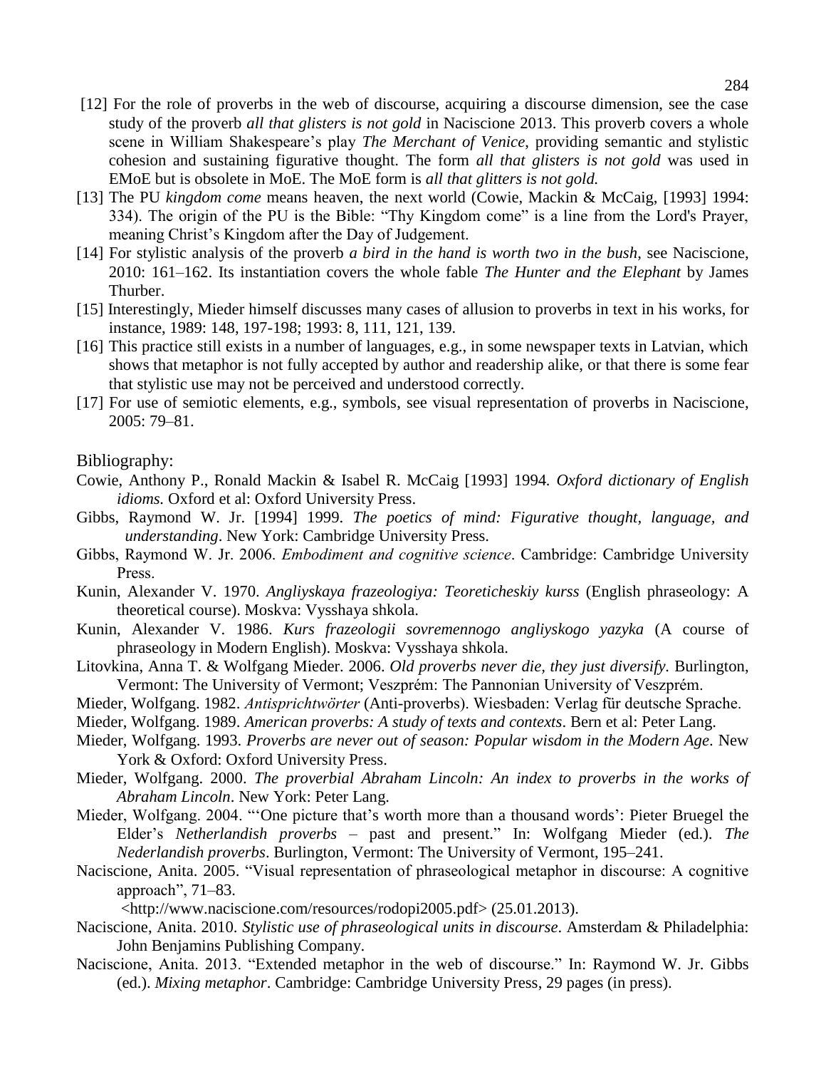[12] For the role of proverbs in the web of discourse, acquiring a discourse dimension, see the case study of the proverb *all that glisters is not gold* in Naciscione 2013. This proverb covers a whole scene in William Shakespeare's play *The Merchant of Venice*, providing semantic and stylistic cohesion and sustaining figurative thought. The form *all that glisters is not gold* was used in EMoE but is obsolete in MoE. The MoE form is *all that glitters is not gold.*

[13] The PU *kingdom come* means heaven, the next world (Cowie, Mackin & McCaig, [1993] 1994: 334). The origin of the PU is the Bible: "Thy Kingdom come" is a line from the Lord's Prayer, meaning Christ's Kingdom after the Day of Judgement.

[14] For stylistic analysis of the proverb *a bird in the hand is worth two in the bush*, see Naciscione, 2010: 161–162. Its instantiation covers the whole fable *The Hunter and the Elephant* by James Thurber.

[15] Interestingly, Mieder himself discusses many cases of allusion to proverbs in text in his works, for instance, 1989: 148, 197-198; 1993: 8, 111, 121, 139.

[16] This practice still exists in a number of languages, e.g., in some newspaper texts in Latvian, which shows that metaphor is not fully accepted by author and readership alike, or that there is some fear that stylistic use may not be perceived and understood correctly.

[17] For use of semiotic elements, e.g., symbols, see visual representation of proverbs in Naciscione, 2005: 79–81.

Bibliography:

Cowie, Anthony P., Ronald Mackin & Isabel R. McCaig [1993] 1994. *Oxford dictionary of English idioms.* Oxford et al: Oxford University Press.

Gibbs, Raymond W. Jr. [1994] 1999. *The poetics of mind: Figurative thought, language, and understanding*. New York: Cambridge University Press.

Gibbs, Raymond W. Jr. 2006. *Embodiment and cognitive science*. Cambridge: Cambridge University Press.

Kunin, Alexander V. 1970. *Angliyskaya frazeologiya: Teoreticheskiy kurss* (English phraseology: A theoretical course). Moskva: Vysshaya shkola.

Kunin, Alexander V. 1986. *Kurs frazeologii sovremennogo angliyskogo yazyka* (A course of phraseology in Modern English). Moskva: Vysshaya shkola.

Litovkina, Anna T. & Wolfgang Mieder. 2006. *Old proverbs never die, they just diversify.* Burlington, Vermont: The University of Vermont; Veszprém: The Pannonian University of Veszprém.

Mieder, Wolfgang. 1982. *Antisprichtwörter* (Anti-proverbs). Wiesbaden: Verlag für deutsche Sprache.

Mieder, Wolfgang. 1989. *American proverbs: A study of texts and contexts*. Bern et al: Peter Lang.

Mieder, Wolfgang. 1993. *Proverbs are never out of season: Popular wisdom in the Modern Age*. New York & Oxford: Oxford University Press.

Mieder, Wolfgang. 2000. *The proverbial Abraham Lincoln: An index to proverbs in the works of Abraham Lincoln*. New York: Peter Lang.

Mieder, Wolfgang. 2004. "'One picture that's worth more than a thousand words': Pieter Bruegel the Elder's *Netherlandish proverbs* – past and present." In: Wolfgang Mieder (ed.). *The Nederlandish proverbs*. Burlington, Vermont: The University of Vermont, 195–241.

Naciscione, Anita. 2005. "Visual representation of phraseological metaphor in discourse: A cognitive approach", 71–83.
<http://www.naciscione.com/resources/rodopi2005.pdf> (25.01.2013).

Naciscione, Anita. 2010. *Stylistic use of phraseological units in discourse*. Amsterdam & Philadelphia: John Benjamins Publishing Company.

Naciscione, Anita. 2013. "Extended metaphor in the web of discourse." In: Raymond W. Jr. Gibbs (ed.). *Mixing metaphor*. Cambridge: Cambridge University Press, 29 pages (in press).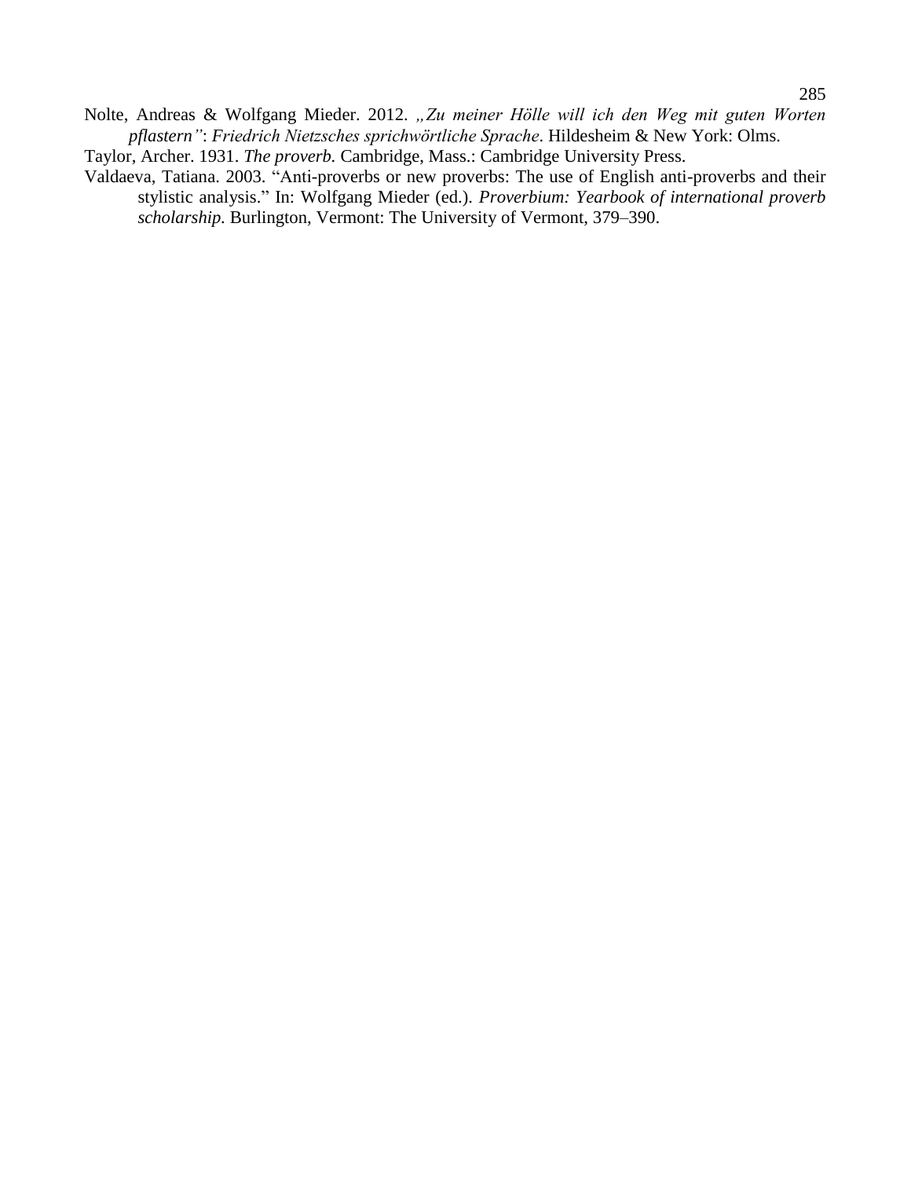Nolte, Andreas & Wolfgang Mieder. 2012. *„Zu meiner Hölle will ich den Weg mit guten Worten pflastern"*: *Friedrich Nietzsches sprichwörtliche Sprache*. Hildesheim & New York: Olms.

Taylor, Archer. 1931. *The proverb.* Cambridge, Mass.: Cambridge University Press.

Valdaeva, Tatiana. 2003. "Anti-proverbs or new proverbs: The use of English anti-proverbs and their stylistic analysis." In: Wolfgang Mieder (ed.). *Proverbium: Yearbook of international proverb scholarship.* Burlington, Vermont: The University of Vermont, 379–390.